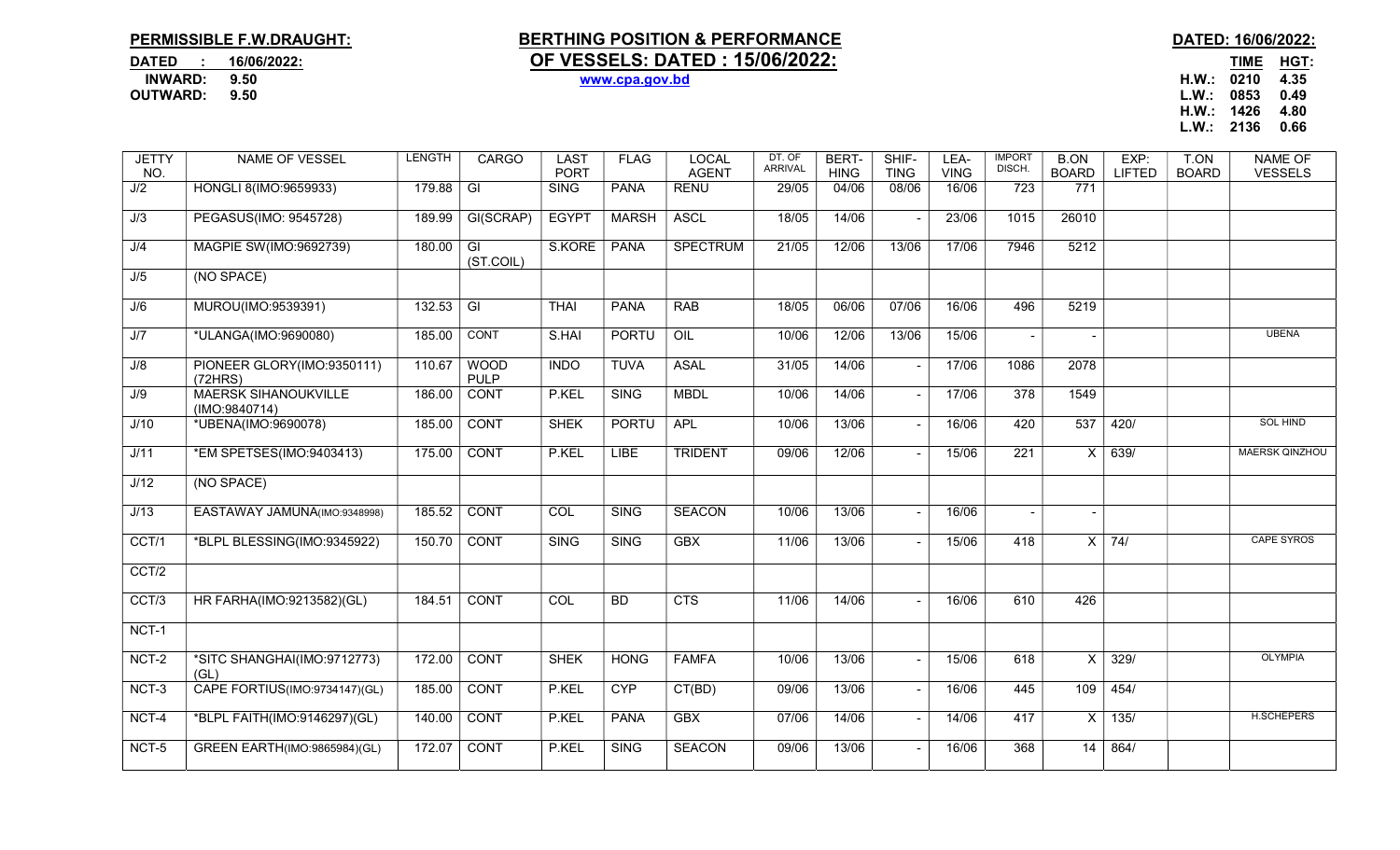**PERMISSIBLE F.W.DRAUGHT:**

**DATED : 16/06/2022:**
**INWARD: 9.50**
**OUTWARD: 9.50**

# BERTHING POSITION & PERFORMANCE OF VESSELS: DATED : 15/06/2022:

**www.cpa.gov.bd**

**DATED: 16/06/2022:**

| | TIME | HGT: |
|---|---|---|
| H.W.: | 0210 | 4.35 |
| L.W.: | 0853 | 0.49 |
| H.W.: | 1426 | 4.80 |
| L.W.: | 2136 | 0.66 |

| JETTY NO. | NAME OF VESSEL | LENGTH | CARGO | LAST PORT | FLAG | LOCAL AGENT | DT. OF ARRIVAL | BERT-HING | SHIF-TING | LEA-VING | IMPORT DISCH. | B.ON BOARD | EXP: LIFTED | T.ON BOARD | NAME OF VESSELS |
|---|---|---|---|---|---|---|---|---|---|---|---|---|---|---|---|
| J/2 | HONGLI 8(IMO:9659933) | 179.88 | GI | SING | PANA | RENU | 29/05 | 04/06 | 08/06 | 16/06 | 723 | 771 | | | |
| J/3 | PEGASUS(IMO: 9545728) | 189.99 | GI(SCRAP) | EGYPT | MARSH | ASCL | 18/05 | 14/06 | - | 23/06 | 1015 | 26010 | | | |
| J/4 | MAGPIE SW(IMO:9692739) | 180.00 | GI (ST.COIL) | S.KORE | PANA | SPECTRUM | 21/05 | 12/06 | 13/06 | 17/06 | 7946 | 5212 | | | |
| J/5 | (NO SPACE) | | | | | | | | | | | | | | |
| J/6 | MUROU(IMO:9539391) | 132.53 | GI | THAI | PANA | RAB | 18/05 | 06/06 | 07/06 | 16/06 | 496 | 5219 | | | |
| J/7 | *ULANGA(IMO:9690080) | 185.00 | CONT | S.HAI | PORTU | OIL | 10/06 | 12/06 | 13/06 | 15/06 | - | - | | | UBENA |
| J/8 | PIONEER GLORY(IMO:9350111) (72HRS) | 110.67 | WOOD PULP | INDO | TUVA | ASAL | 31/05 | 14/06 | - | 17/06 | 1086 | 2078 | | | |
| J/9 | MAERSK SIHANOUKVILLE (IMO:9840714) | 186.00 | CONT | P.KEL | SING | MBDL | 10/06 | 14/06 | - | 17/06 | 378 | 1549 | | | |
| J/10 | *UBENA(IMO:9690078) | 185.00 | CONT | SHEK | PORTU | APL | 10/06 | 13/06 | - | 16/06 | 420 | 537 | 420/ | | SOL HIND |
| J/11 | *EM SPETSES(IMO:9403413) | 175.00 | CONT | P.KEL | LIBE | TRIDENT | 09/06 | 12/06 | - | 15/06 | 221 | X | 639/ | | MAERSK QINZHOU |
| J/12 | (NO SPACE) | | | | | | | | | | | | | | |
| J/13 | EASTAWAY JAMUNA(IMO:9348998) | 185.52 | CONT | COL | SING | SEACON | 10/06 | 13/06 | - | 16/06 | - | - | | | |
| CCT/1 | *BLPL BLESSING(IMO:9345922) | 150.70 | CONT | SING | SING | GBX | 11/06 | 13/06 | - | 15/06 | 418 | X | 74/ | | CAPE SYROS |
| CCT/2 | | | | | | | | | | | | | | | |
| CCT/3 | HR FARHA(IMO:9213582)(GL) | 184.51 | CONT | COL | BD | CTS | 11/06 | 14/06 | - | 16/06 | 610 | 426 | | | |
| NCT-1 | | | | | | | | | | | | | | | |
| NCT-2 | *SITC SHANGHAI(IMO:9712773) (GL) | 172.00 | CONT | SHEK | HONG | FAMFA | 10/06 | 13/06 | - | 15/06 | 618 | X | 329/ | | OLYMPIA |
| NCT-3 | CAPE FORTIUS(IMO:9734147)(GL) | 185.00 | CONT | P.KEL | CYP | CT(BD) | 09/06 | 13/06 | - | 16/06 | 445 | 109 | 454/ | | |
| NCT-4 | *BLPL FAITH(IMO:9146297)(GL) | 140.00 | CONT | P.KEL | PANA | GBX | 07/06 | 14/06 | - | 14/06 | 417 | X | 135/ | | H.SCHEPERS |
| NCT-5 | GREEN EARTH(IMO:9865984)(GL) | 172.07 | CONT | P.KEL | SING | SEACON | 09/06 | 13/06 | - | 16/06 | 368 | 14 | 864/ | | |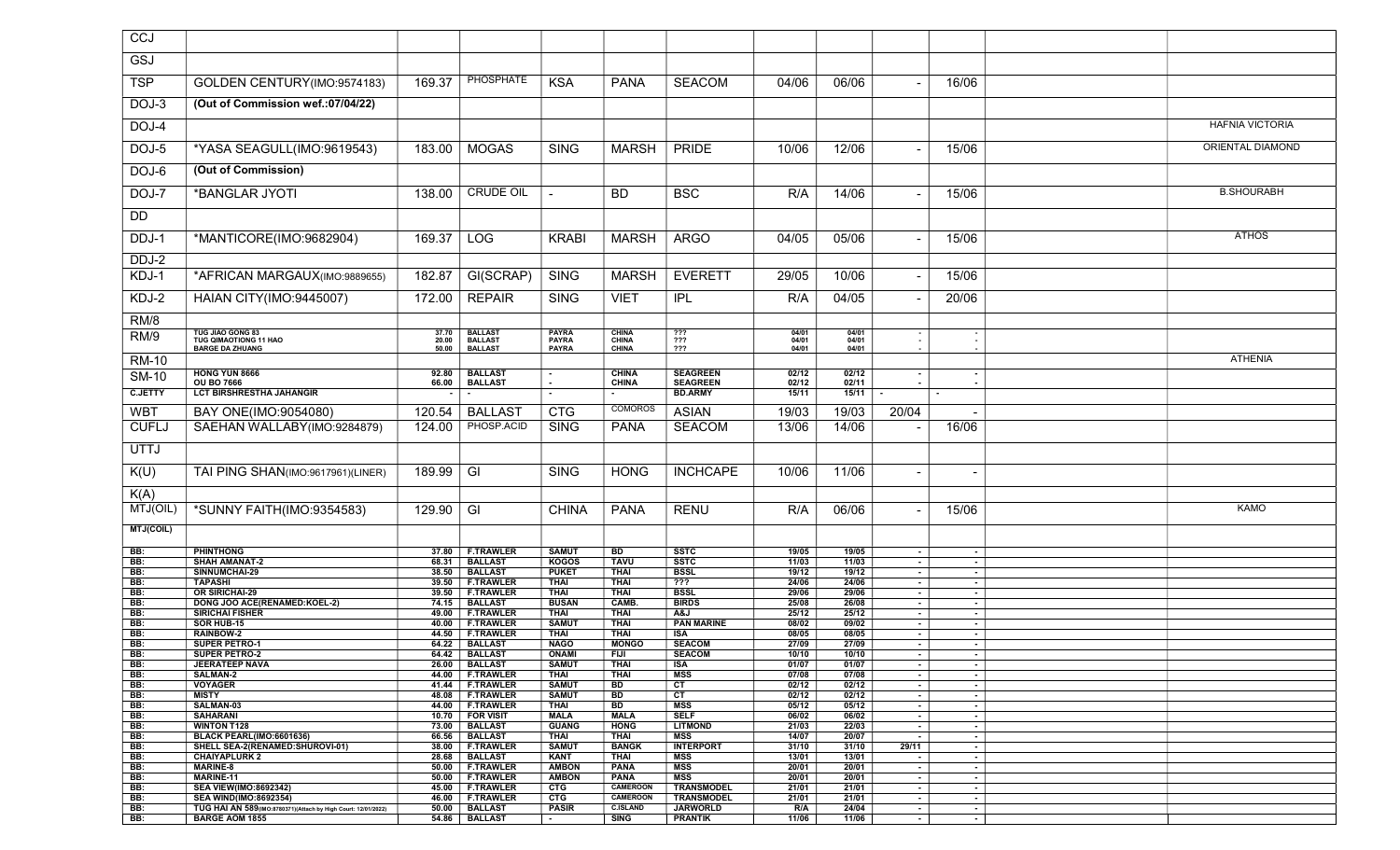| | | | | | | | | | | | | |
|---|---|---|---|---|---|---|---|---|---|---|---|---|
| CCJ | | | | | | | | | | | | |
| GSJ | | | | | | | | | | | | |
| TSP | GOLDEN CENTURY(IMO:9574183) | 169.37 | PHOSPHATE | KSA | PANA | SEACOM | 04/06 | 06/06 | - | 16/06 | | |
| DOJ-3 | (Out of Commission wef.:07/04/22) | | | | | | | | | | | |
| DOJ-4 | | | | | | | | | | | | HAFNIA VICTORIA |
| DOJ-5 | *YASA SEAGULL(IMO:9619543) | 183.00 | MOGAS | SING | MARSH | PRIDE | 10/06 | 12/06 | - | 15/06 | | ORIENTAL DIAMOND |
| DOJ-6 | (Out of Commission) | | | | | | | | | | | |
| DOJ-7 | *BANGLAR JYOTI | 138.00 | CRUDE OIL | - | BD | BSC | R/A | 14/06 | - | 15/06 | | B.SHOURABH |
| DD | | | | | | | | | | | | |
| DDJ-1 | *MANTICORE(IMO:9682904) | 169.37 | LOG | KRABI | MARSH | ARGO | 04/05 | 05/06 | - | 15/06 | | ATHOS |
| DDJ-2 | | | | | | | | | | | | |
| KDJ-1 | *AFRICAN MARGAUX(IMO:9889655) | 182.87 | GI(SCRAP) | SING | MARSH | EVERETT | 29/05 | 10/06 | - | 15/06 | | |
| KDJ-2 | HAIAN CITY(IMO:9445007) | 172.00 | REPAIR | SING | VIET | IPL | R/A | 04/05 | - | 20/06 | | |
| RM/8 | | | | | | | | | | | | |
| RM/9 | TUG JIAO GONG 83 | 37.70 | BALLAST | PAYRA | CHINA | ??? | 04/01 | 04/01 | - | - | | |
| | TUG QIMAOTIONG 11 HAO | 20.00 | BALLAST | PAYRA | CHINA | ??? | 04/01 | 04/01 | - | - | | |
| | BARGE DA ZHUANG | 50.00 | BALLAST | PAYRA | CHINA | ??? | 04/01 | 04/01 | - | - | | |
| RM-10 | | | | | | | | | | | | ATHENIA |
| SM-10 | HONG YUN 8666 | 92.80 | BALLAST | - | CHINA | SEAGREEN | 02/12 | 02/12 | - | - | | |
| | OU BO 7666 | 66.00 | BALLAST | - | CHINA | SEAGREEN | 02/12 | 02/11 | - | - | | |
| C.JETTY | LCT BIRSHRESTHA JAHANGIR | - | - | - | - | BD.ARMY | 15/11 | 15/11 | - | - | | |
| WBT | BAY ONE(IMO:9054080) | 120.54 | BALLAST | CTG | COMOROS | ASIAN | 19/03 | 19/03 | 20/04 | - | | |
| CUFLJ | SAEHAN WALLABY(IMO:9284879) | 124.00 | PHOSP.ACID | SING | PANA | SEACOM | 13/06 | 14/06 | - | 16/06 | | |
| UTTJ | | | | | | | | | | | | |
| K(U) | TAI PING SHAN(IMO:9617961)(LINER) | 189.99 | GI | SING | HONG | INCHCAPE | 10/06 | 11/06 | - | - | | |
| K(A) | | | | | | | | | | | | |
| MTJ(OIL) | *SUNNY FAITH(IMO:9354583) | 129.90 | GI | CHINA | PANA | RENU | R/A | 06/06 | - | 15/06 | | KAMO |
| MTJ(COIL) | | | | | | | | | | | | |
| BB: | PHINTHONG | 37.80 | F.TRAWLER | SAMUT | BD | SSTC | 19/05 | 19/05 | - | - | | |
| BB: | SHAH AMANAT-2 | 68.31 | BALLAST | KOGOS | TAVU | SSTC | 11/03 | 11/03 | - | - | | |
| BB: | SINNUMCHAI-29 | 38.50 | BALLAST | PUKET | THAI | BSSL | 19/12 | 19/12 | - | - | | |
| BB: | TAPASHI | 39.50 | F.TRAWLER | THAI | THAI | ??? | 24/06 | 24/06 | - | - | | |
| BB: | OR SIRICHAI-29 | 39.50 | F.TRAWLER | THAI | THAI | BSSL | 29/06 | 29/06 | - | - | | |
| BB: | DONG JOO ACE(RENAMED:KOEL-2) | 74.15 | BALLAST | BUSAN | CAMB. | BIRDS | 25/08 | 26/08 | - | - | | |
| BB: | SIRICHAI FISHER | 49.00 | F.TRAWLER | THAI | THAI | A&J | 25/12 | 25/12 | - | - | | |
| BB: | SOR HUB-15 | 40.00 | F.TRAWLER | SAMUT | THAI | PAN MARINE | 08/02 | 09/02 | - | - | | |
| BB: | RAINBOW-2 | 44.50 | F.TRAWLER | THAI | THAI | ISA | 08/05 | 08/05 | - | - | | |
| BB: | SUPER PETRO-1 | 64.22 | BALLAST | NAGO | MONGO | SEACOM | 27/09 | 27/09 | - | - | | |
| BB: | SUPER PETRO-2 | 64.42 | BALLAST | ONAMI | FIJI | SEACOM | 10/10 | 10/10 | - | - | | |
| BB: | JEERATEEP NAVA | 26.00 | BALLAST | SAMUT | THAI | ISA | 01/07 | 01/07 | - | - | | |
| BB: | SALMAN-2 | 44.00 | F.TRAWLER | THAI | THAI | MSS | 07/08 | 07/08 | - | - | | |
| BB: | VOYAGER | 41.44 | F.TRAWLER | SAMUT | BD | CT | 02/12 | 02/12 | - | - | | |
| BB: | MISTY | 48.08 | F.TRAWLER | SAMUT | BD | CT | 02/12 | 02/12 | - | - | | |
| BB: | SALMAN-03 | 44.00 | F.TRAWLER | THAI | BD | MSS | 05/12 | 05/12 | - | - | | |
| BB: | SAHARANI | 10.70 | FOR VISIT | MALA | MALA | SELF | 06/02 | 06/02 | - | - | | |
| BB: | WINTON T128 | 73.00 | BALLAST | GUANG | HONG | LITMOND | 21/03 | 22/03 | - | - | | |
| BB: | BLACK PEARL(IMO:6601636) | 66.56 | BALLAST | THAI | THAI | MSS | 14/07 | 20/07 | - | - | | |
| BB: | SHELL SEA-2(RENAMED:SHUROVI-01) | 38.00 | F.TRAWLER | SAMUT | BANGK | INTERPORT | 31/10 | 31/10 | 29/11 | - | | |
| BB: | CHAIYAPLURK 2 | 28.68 | BALLAST | KANT | THAI | MSS | 13/01 | 13/01 | - | - | | |
| BB: | MARINE-8 | 50.00 | F.TRAWLER | AMBON | PANA | MSS | 20/01 | 20/01 | - | - | | |
| BB: | MARINE-11 | 50.00 | F.TRAWLER | AMBON | PANA | MSS | 20/01 | 20/01 | - | - | | |
| BB: | SEA VIEW(IMO:8692342) | 45.00 | F.TRAWLER | CTG | CAMEROON | TRANSMODEL | 21/01 | 21/01 | - | - | | |
| BB: | SEA WIND(IMO:8692354) | 46.00 | F.TRAWLER | CTG | CAMEROON | TRANSMODEL | 21/01 | 21/01 | - | - | | |
| BB: | TUG HAI AN 589(IMO:8780371)(Attach by High Court: 12/01/2022) | 50.00 | BALLAST | PASIR | C.ISLAND | JARWORLD | R/A | 24/04 | - | - | | |
| BB: | BARGE AOM 1855 | 54.86 | BALLAST | - | SING | PRANTIK | 11/06 | 11/06 | - | - | | |